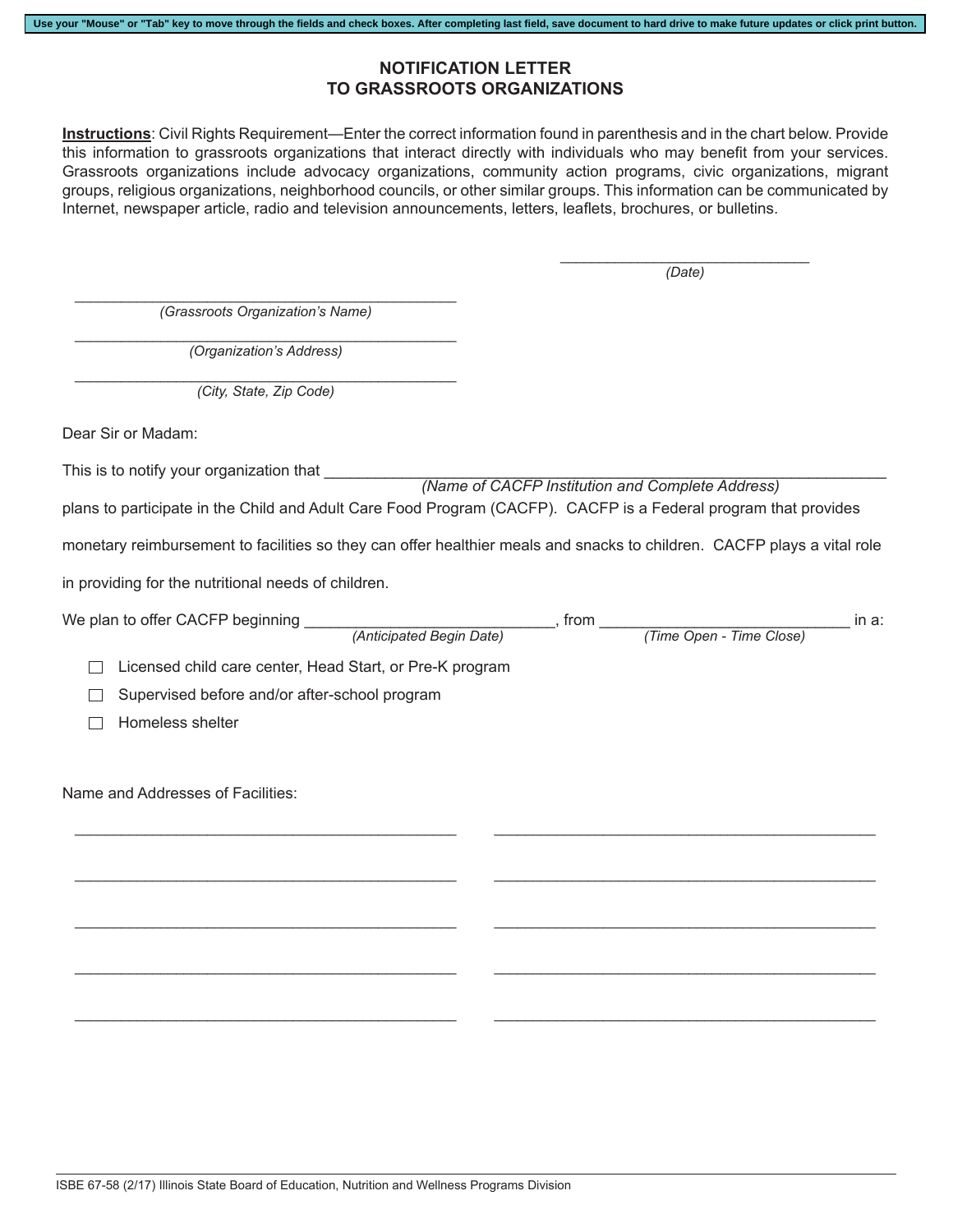Use your "Mouse" or "Tab" key to move through the fields and check boxes. After completing last field, save document to hard drive to make future updates or click print button.

# NOTIFICATION LETTER TO GRASSROOTS ORGANIZATIONS

**Instructions**: Civil Rights Requirement—Enter the correct information found in parenthesis and in the chart below. Provide this information to grassroots organizations that interact directly with individuals who may benefit from your services. Grassroots organizations include advocacy organizations, community action programs, civic organizations, migrant groups, religious organizations, neighborhood councils, or other similar groups. This information can be communicated by Internet, newspaper article, radio and television announcements, letters, leaflets, brochures, or bulletins.

_______________________________
*(Date)*

_______________________________________________
*(Grassroots Organization's Name)*

_______________________________________________
*(Organization's Address)*

_______________________________________________
*(City, State, Zip Code)*

Dear Sir or Madam:

This is to notify your organization that _______________________________________________
*(Name of CACFP Institution and Complete Address)*

plans to participate in the Child and Adult Care Food Program (CACFP). CACFP is a Federal program that provides monetary reimbursement to facilities so they can offer healthier meals and snacks to children. CACFP plays a vital role in providing for the nutritional needs of children.

We plan to offer CACFP beginning _____________________________, from _____________________________ in a:
*(Anticipated Begin Date)* *(Time Open - Time Close)*

- ☐ Licensed child care center, Head Start, or Pre-K program
- ☐ Supervised before and/or after-school program
- ☐ Homeless shelter

Name and Addresses of Facilities:

_______________________________________________ _______________________________________________

_______________________________________________ _______________________________________________

_______________________________________________ _______________________________________________

_______________________________________________ _______________________________________________

_______________________________________________ _______________________________________________

ISBE 67-58 (2/17) Illinois State Board of Education, Nutrition and Wellness Programs Division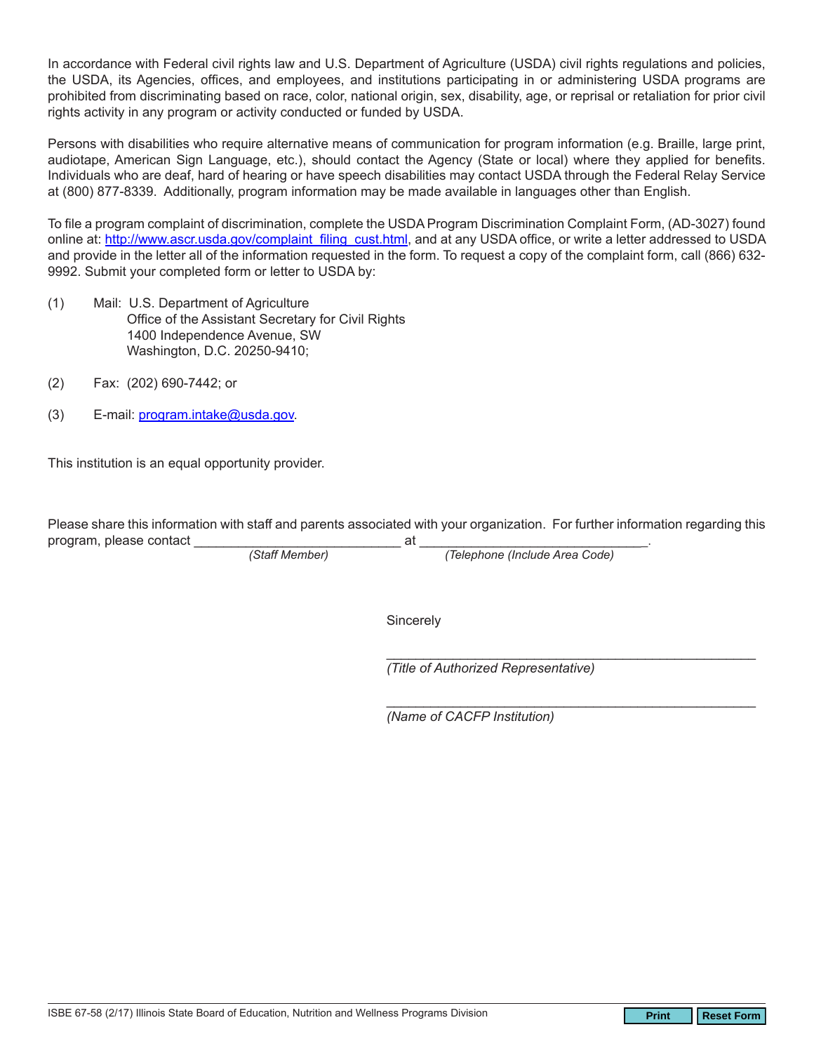In accordance with Federal civil rights law and U.S. Department of Agriculture (USDA) civil rights regulations and policies, the USDA, its Agencies, offices, and employees, and institutions participating in or administering USDA programs are prohibited from discriminating based on race, color, national origin, sex, disability, age, or reprisal or retaliation for prior civil rights activity in any program or activity conducted or funded by USDA.

Persons with disabilities who require alternative means of communication for program information (e.g. Braille, large print, audiotape, American Sign Language, etc.), should contact the Agency (State or local) where they applied for benefits. Individuals who are deaf, hard of hearing or have speech disabilities may contact USDA through the Federal Relay Service at (800) 877-8339. Additionally, program information may be made available in languages other than English.

To file a program complaint of discrimination, complete the USDA Program Discrimination Complaint Form, (AD-3027) found online at: http://www.ascr.usda.gov/complaint_filing_cust.html, and at any USDA office, or write a letter addressed to USDA and provide in the letter all of the information requested in the form. To request a copy of the complaint form, call (866) 632-9992. Submit your completed form or letter to USDA by:

(1) Mail: U.S. Department of Agriculture
Office of the Assistant Secretary for Civil Rights
1400 Independence Avenue, SW
Washington, D.C. 20250-9410;

(2) Fax: (202) 690-7442; or

(3) E-mail: program.intake@usda.gov.

This institution is an equal opportunity provider.

Please share this information with staff and parents associated with your organization. For further information regarding this program, please contact ____________________________ at ______________________________.
*(Staff Member)* *(Telephone (Include Area Code)*

Sincerely

__________________________________________________
*(Title of Authorized Representative)*

__________________________________________________
*(Name of CACFP Institution)*

ISBE 67-58 (2/17) Illinois State Board of Education, Nutrition and Wellness Programs Division